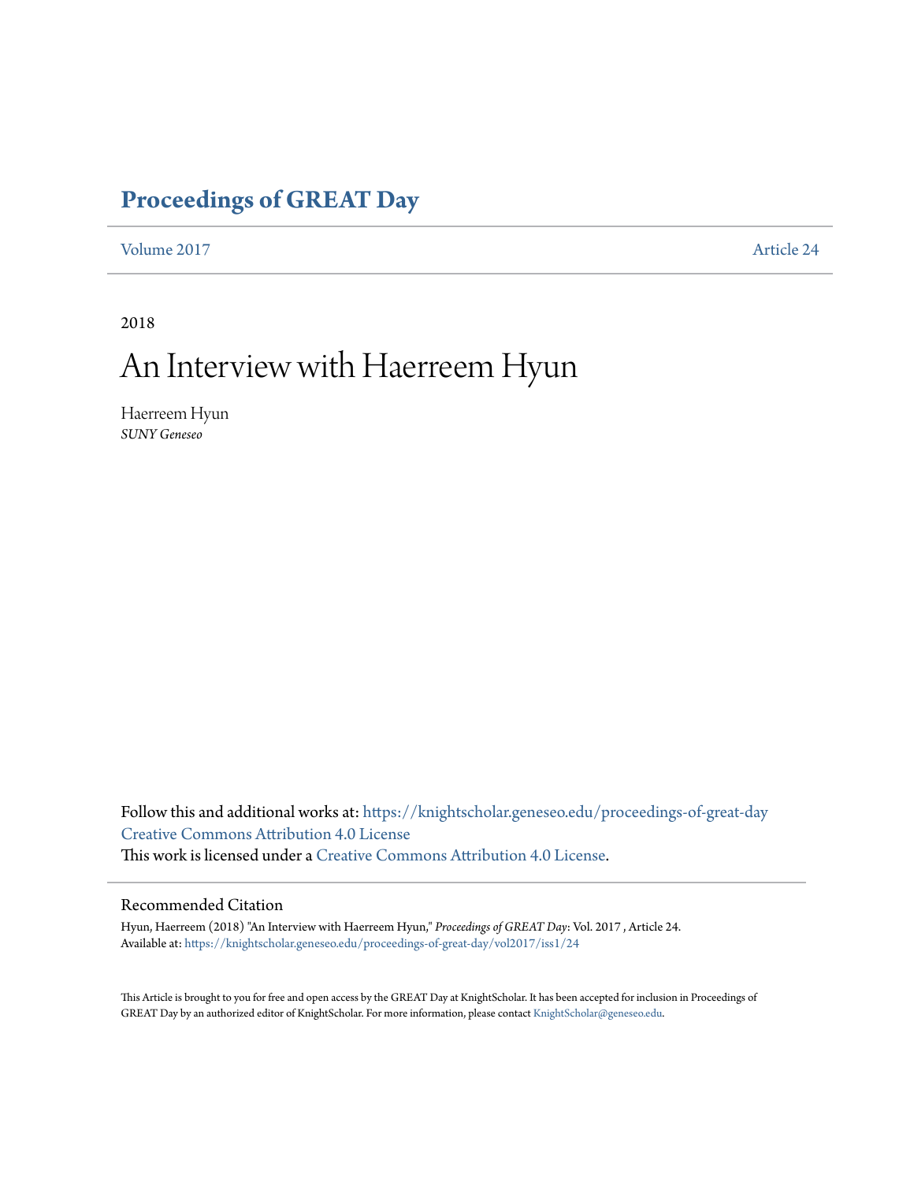# Proceedings of GREAT Day

Volume 2017 Article 24

2018

# An Interview with Haerreem Hyun

Haerreem Hyun
*SUNY Geneseo*

Follow this and additional works at: https://knightscholar.geneseo.edu/proceedings-of-great-day
Creative Commons Attribution 4.0 License
This work is licensed under a Creative Commons Attribution 4.0 License.

## Recommended Citation

Hyun, Haerreem (2018) "An Interview with Haerreem Hyun," *Proceedings of GREAT Day*: Vol. 2017 , Article 24.
Available at: https://knightscholar.geneseo.edu/proceedings-of-great-day/vol2017/iss1/24

This Article is brought to you for free and open access by the GREAT Day at KnightScholar. It has been accepted for inclusion in Proceedings of GREAT Day by an authorized editor of KnightScholar. For more information, please contact KnightScholar@geneseo.edu.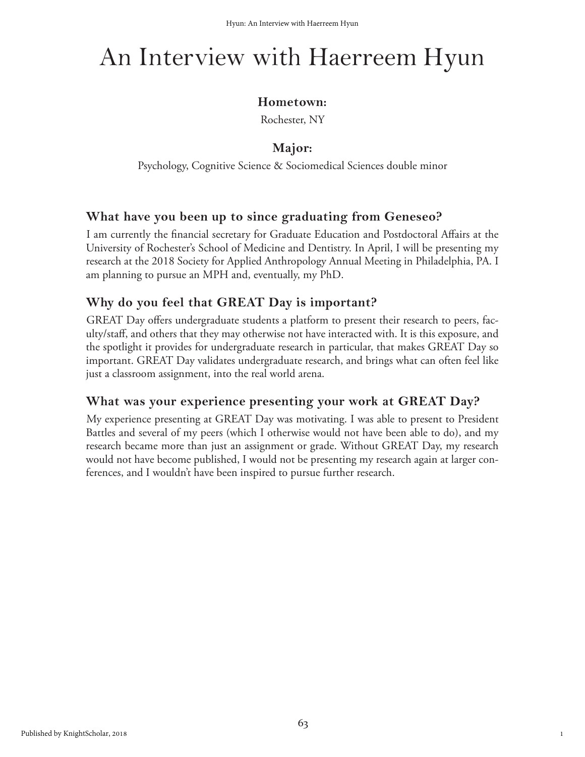# An Interview with Haerreem Hyun

**Hometown:**

Rochester, NY

**Major:**

Psychology, Cognitive Science & Sociomedical Sciences double minor

### What have you been up to since graduating from Geneseo?

I am currently the financial secretary for Graduate Education and Postdoctoral Affairs at the University of Rochester's School of Medicine and Dentistry. In April, I will be presenting my research at the 2018 Society for Applied Anthropology Annual Meeting in Philadelphia, PA. I am planning to pursue an MPH and, eventually, my PhD.

### Why do you feel that GREAT Day is important?

GREAT Day offers undergraduate students a platform to present their research to peers, faculty/staff, and others that they may otherwise not have interacted with. It is this exposure, and the spotlight it provides for undergraduate research in particular, that makes GREAT Day so important. GREAT Day validates undergraduate research, and brings what can often feel like just a classroom assignment, into the real world arena.

### What was your experience presenting your work at GREAT Day?

My experience presenting at GREAT Day was motivating. I was able to present to President Battles and several of my peers (which I otherwise would not have been able to do), and my research became more than just an assignment or grade. Without GREAT Day, my research would not have become published, I would not be presenting my research again at larger conferences, and I wouldn't have been inspired to pursue further research.